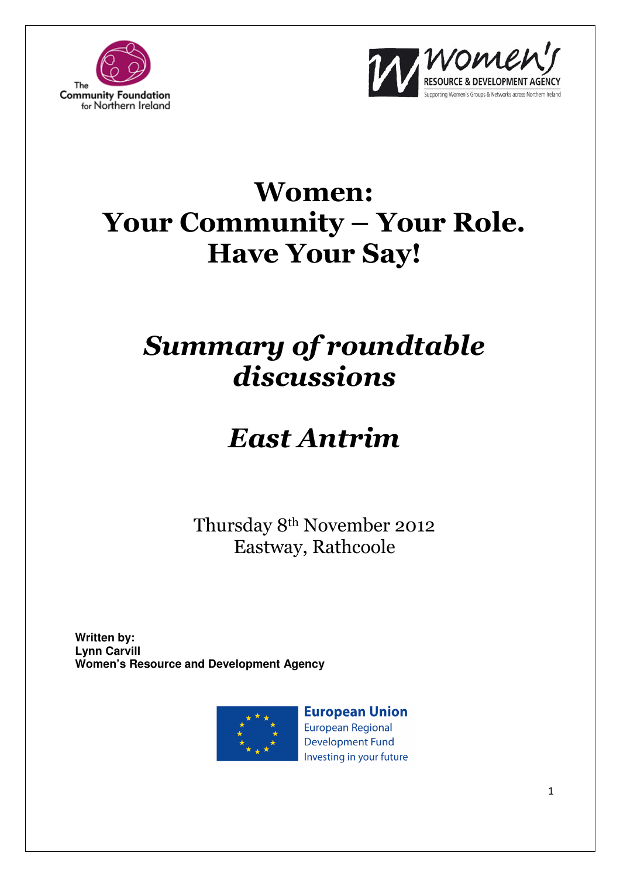The Community Foundation for Northern Ireland

Women's Resource & Development Agency
Supporting Women's Groups & Networks across Northern Ireland

# Women:
# Your Community – Your Role.
# Have Your Say!

## *Summary of roundtable discussions*

## *East Antrim*

Thursday 8th November 2012
Eastway, Rathcoole

**Written by:**
**Lynn Carvill**
**Women's Resource and Development Agency**

European Union
European Regional Development Fund
Investing in your future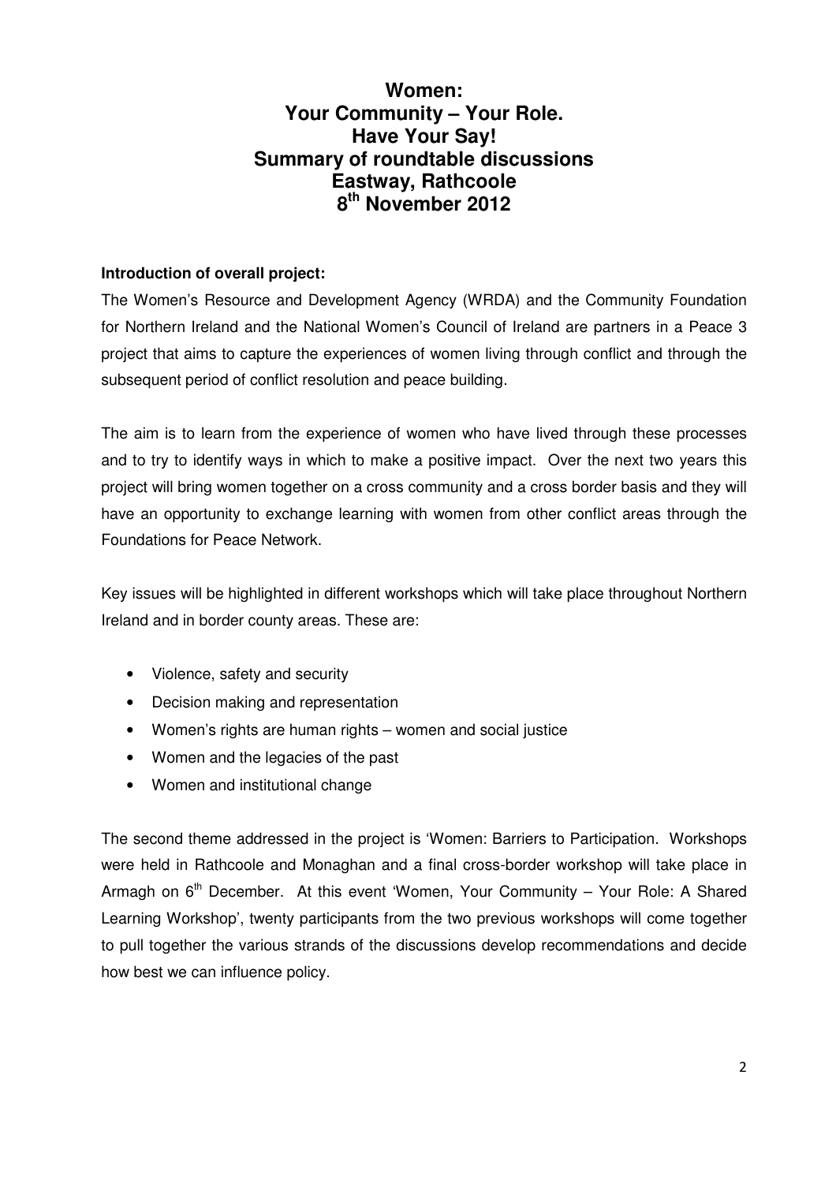# Women:
# Your Community – Your Role.
# Have Your Say!
# Summary of roundtable discussions
# Eastway, Rathcoole
# 8th November 2012

**Introduction of overall project:**

The Women's Resource and Development Agency (WRDA) and the Community Foundation for Northern Ireland and the National Women's Council of Ireland are partners in a Peace 3 project that aims to capture the experiences of women living through conflict and through the subsequent period of conflict resolution and peace building.

The aim is to learn from the experience of women who have lived through these processes and to try to identify ways in which to make a positive impact. Over the next two years this project will bring women together on a cross community and a cross border basis and they will have an opportunity to exchange learning with women from other conflict areas through the Foundations for Peace Network.

Key issues will be highlighted in different workshops which will take place throughout Northern Ireland and in border county areas. These are:

- Violence, safety and security
- Decision making and representation
- Women's rights are human rights – women and social justice
- Women and the legacies of the past
- Women and institutional change

The second theme addressed in the project is 'Women: Barriers to Participation. Workshops were held in Rathcoole and Monaghan and a final cross-border workshop will take place in Armagh on 6th December. At this event 'Women, Your Community – Your Role: A Shared Learning Workshop', twenty participants from the two previous workshops will come together to pull together the various strands of the discussions develop recommendations and decide how best we can influence policy.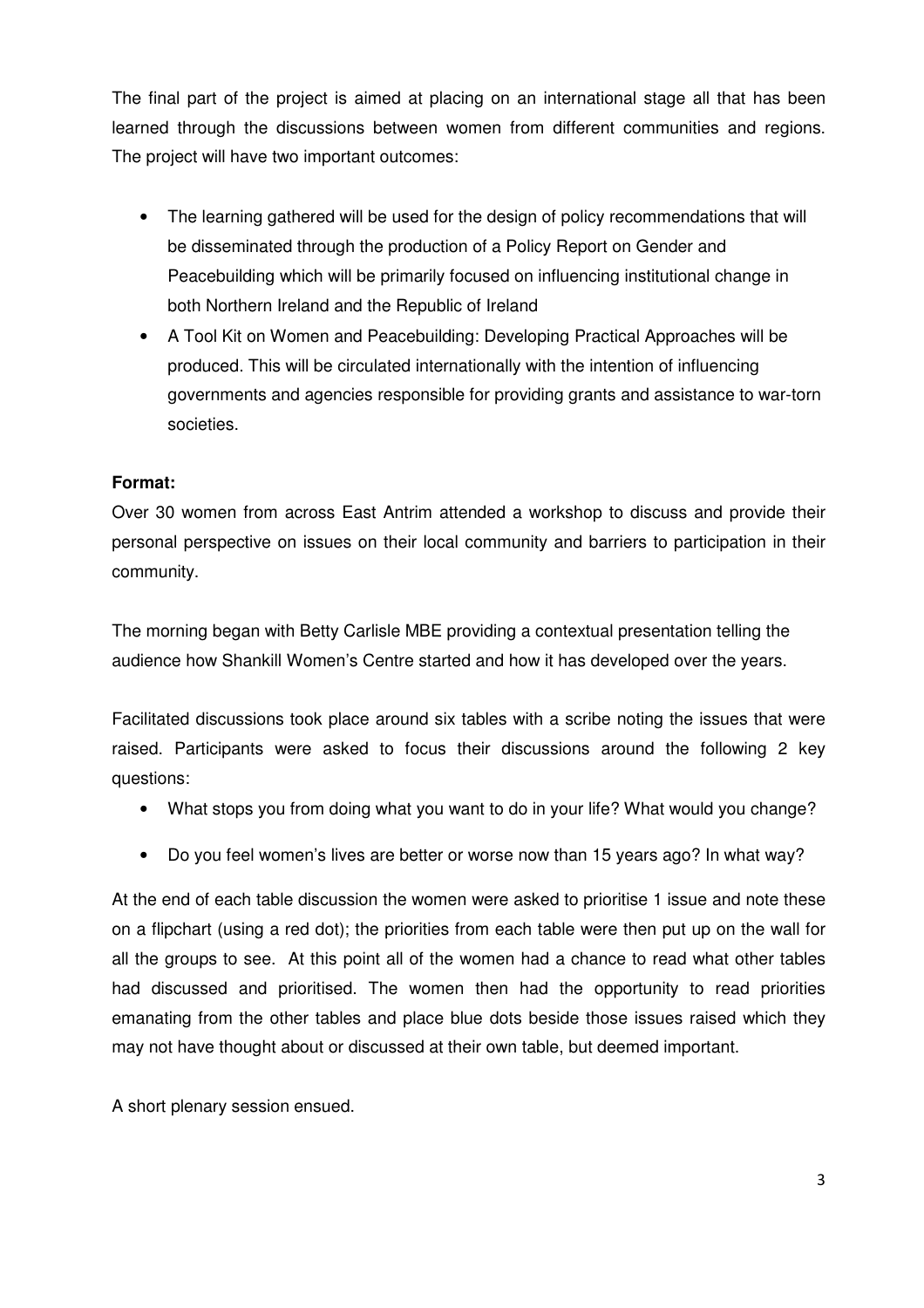The final part of the project is aimed at placing on an international stage all that has been learned through the discussions between women from different communities and regions. The project will have two important outcomes:

- The learning gathered will be used for the design of policy recommendations that will be disseminated through the production of a Policy Report on Gender and Peacebuilding which will be primarily focused on influencing institutional change in both Northern Ireland and the Republic of Ireland
- A Tool Kit on Women and Peacebuilding: Developing Practical Approaches will be produced. This will be circulated internationally with the intention of influencing governments and agencies responsible for providing grants and assistance to war-torn societies.

**Format:**

Over 30 women from across East Antrim attended a workshop to discuss and provide their personal perspective on issues on their local community and barriers to participation in their community.

The morning began with Betty Carlisle MBE providing a contextual presentation telling the audience how Shankill Women's Centre started and how it has developed over the years.

Facilitated discussions took place around six tables with a scribe noting the issues that were raised. Participants were asked to focus their discussions around the following 2 key questions:

- What stops you from doing what you want to do in your life? What would you change?
- Do you feel women's lives are better or worse now than 15 years ago? In what way?

At the end of each table discussion the women were asked to prioritise 1 issue and note these on a flipchart (using a red dot); the priorities from each table were then put up on the wall for all the groups to see. At this point all of the women had a chance to read what other tables had discussed and prioritised. The women then had the opportunity to read priorities emanating from the other tables and place blue dots beside those issues raised which they may not have thought about or discussed at their own table, but deemed important.

A short plenary session ensued.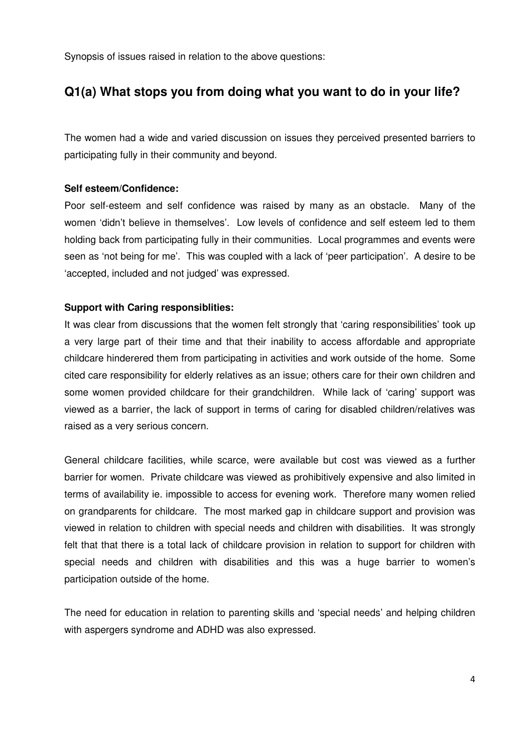Synopsis of issues raised in relation to the above questions:

## Q1(a) What stops you from doing what you want to do in your life?

The women had a wide and varied discussion on issues they perceived presented barriers to participating fully in their community and beyond.

**Self esteem/Confidence:**

Poor self-esteem and self confidence was raised by many as an obstacle. Many of the women 'didn't believe in themselves'. Low levels of confidence and self esteem led to them holding back from participating fully in their communities. Local programmes and events were seen as 'not being for me'. This was coupled with a lack of 'peer participation'. A desire to be 'accepted, included and not judged' was expressed.

**Support with Caring responsiblities:**

It was clear from discussions that the women felt strongly that 'caring responsibilities' took up a very large part of their time and that their inability to access affordable and appropriate childcare hinderered them from participating in activities and work outside of the home. Some cited care responsibility for elderly relatives as an issue; others care for their own children and some women provided childcare for their grandchildren. While lack of 'caring' support was viewed as a barrier, the lack of support in terms of caring for disabled children/relatives was raised as a very serious concern.

General childcare facilities, while scarce, were available but cost was viewed as a further barrier for women. Private childcare was viewed as prohibitively expensive and also limited in terms of availability ie. impossible to access for evening work. Therefore many women relied on grandparents for childcare. The most marked gap in childcare support and provision was viewed in relation to children with special needs and children with disabilities. It was strongly felt that that there is a total lack of childcare provision in relation to support for children with special needs and children with disabilities and this was a huge barrier to women's participation outside of the home.

The need for education in relation to parenting skills and 'special needs' and helping children with aspergers syndrome and ADHD was also expressed.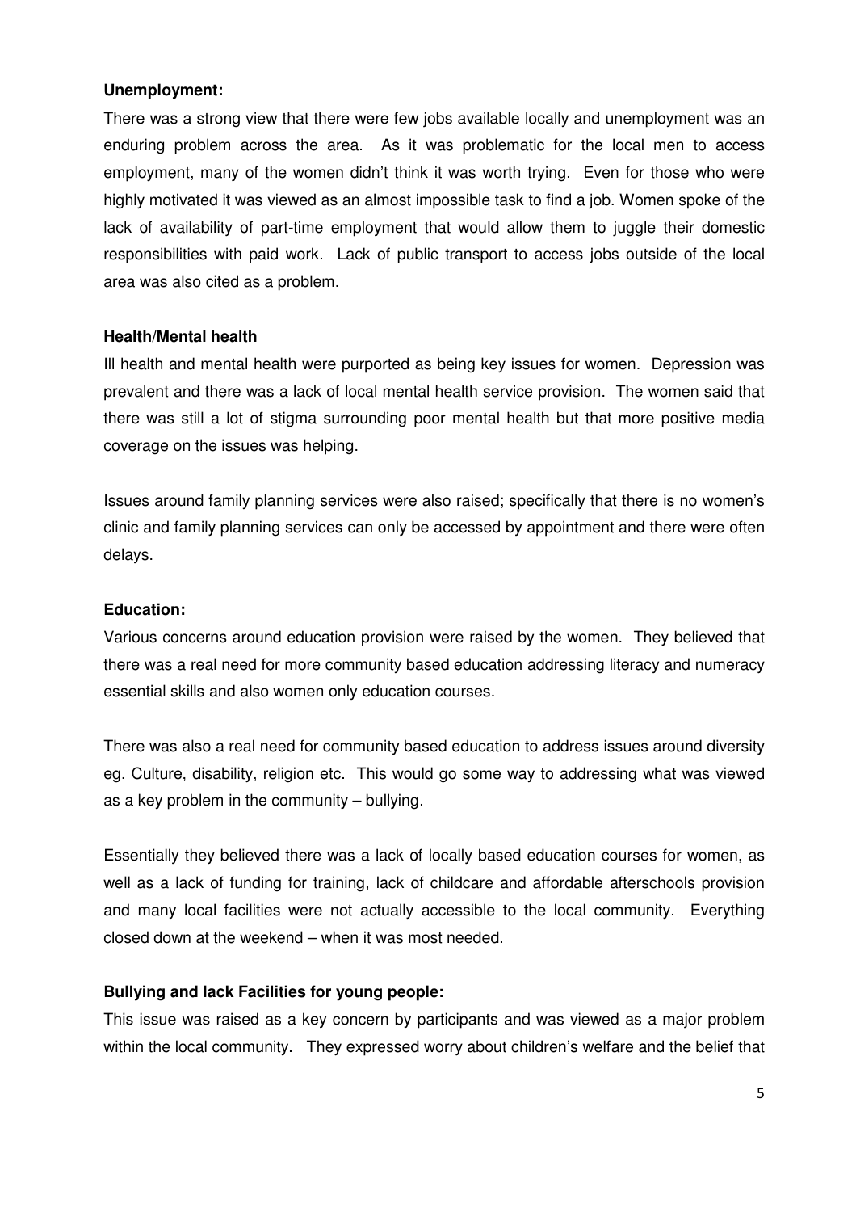**Unemployment:**

There was a strong view that there were few jobs available locally and unemployment was an enduring problem across the area. As it was problematic for the local men to access employment, many of the women didn't think it was worth trying. Even for those who were highly motivated it was viewed as an almost impossible task to find a job. Women spoke of the lack of availability of part-time employment that would allow them to juggle their domestic responsibilities with paid work. Lack of public transport to access jobs outside of the local area was also cited as a problem.

**Health/Mental health**

Ill health and mental health were purported as being key issues for women. Depression was prevalent and there was a lack of local mental health service provision. The women said that there was still a lot of stigma surrounding poor mental health but that more positive media coverage on the issues was helping.

Issues around family planning services were also raised; specifically that there is no women's clinic and family planning services can only be accessed by appointment and there were often delays.

**Education:**

Various concerns around education provision were raised by the women. They believed that there was a real need for more community based education addressing literacy and numeracy essential skills and also women only education courses.

There was also a real need for community based education to address issues around diversity eg. Culture, disability, religion etc. This would go some way to addressing what was viewed as a key problem in the community – bullying.

Essentially they believed there was a lack of locally based education courses for women, as well as a lack of funding for training, lack of childcare and affordable afterschools provision and many local facilities were not actually accessible to the local community. Everything closed down at the weekend – when it was most needed.

**Bullying and lack Facilities for young people:**

This issue was raised as a key concern by participants and was viewed as a major problem within the local community. They expressed worry about children's welfare and the belief that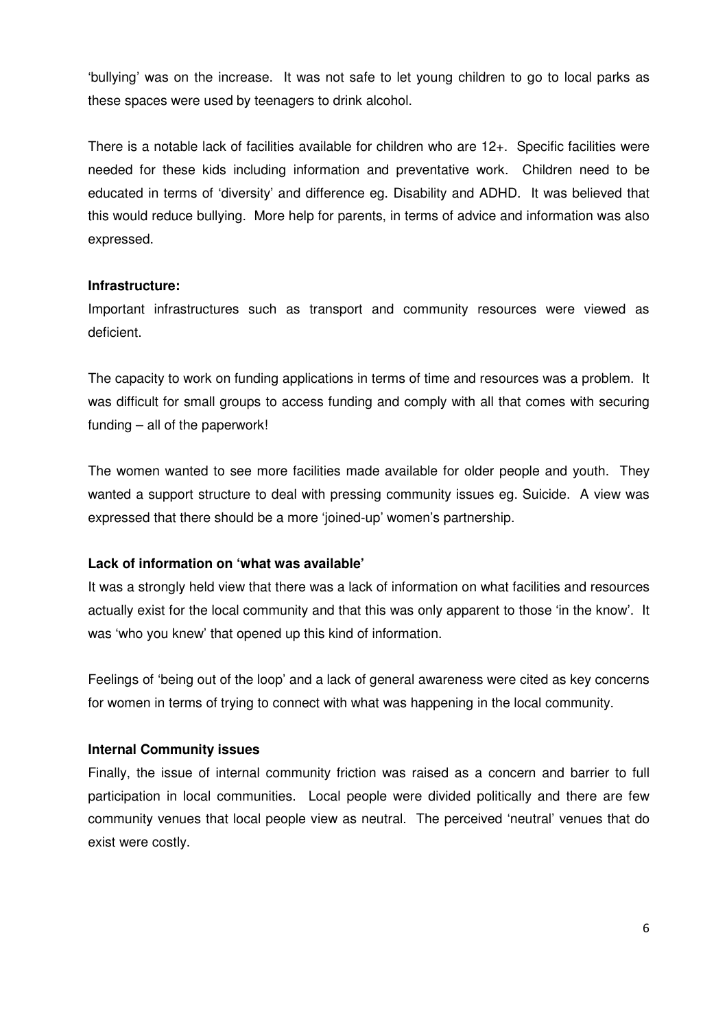'bullying' was on the increase. It was not safe to let young children to go to local parks as these spaces were used by teenagers to drink alcohol.

There is a notable lack of facilities available for children who are 12+. Specific facilities were needed for these kids including information and preventative work. Children need to be educated in terms of 'diversity' and difference eg. Disability and ADHD. It was believed that this would reduce bullying. More help for parents, in terms of advice and information was also expressed.

**Infrastructure:**

Important infrastructures such as transport and community resources were viewed as deficient.

The capacity to work on funding applications in terms of time and resources was a problem. It was difficult for small groups to access funding and comply with all that comes with securing funding – all of the paperwork!

The women wanted to see more facilities made available for older people and youth. They wanted a support structure to deal with pressing community issues eg. Suicide. A view was expressed that there should be a more 'joined-up' women's partnership.

**Lack of information on 'what was available'**

It was a strongly held view that there was a lack of information on what facilities and resources actually exist for the local community and that this was only apparent to those 'in the know'. It was 'who you knew' that opened up this kind of information.

Feelings of 'being out of the loop' and a lack of general awareness were cited as key concerns for women in terms of trying to connect with what was happening in the local community.

**Internal Community issues**

Finally, the issue of internal community friction was raised as a concern and barrier to full participation in local communities. Local people were divided politically and there are few community venues that local people view as neutral. The perceived 'neutral' venues that do exist were costly.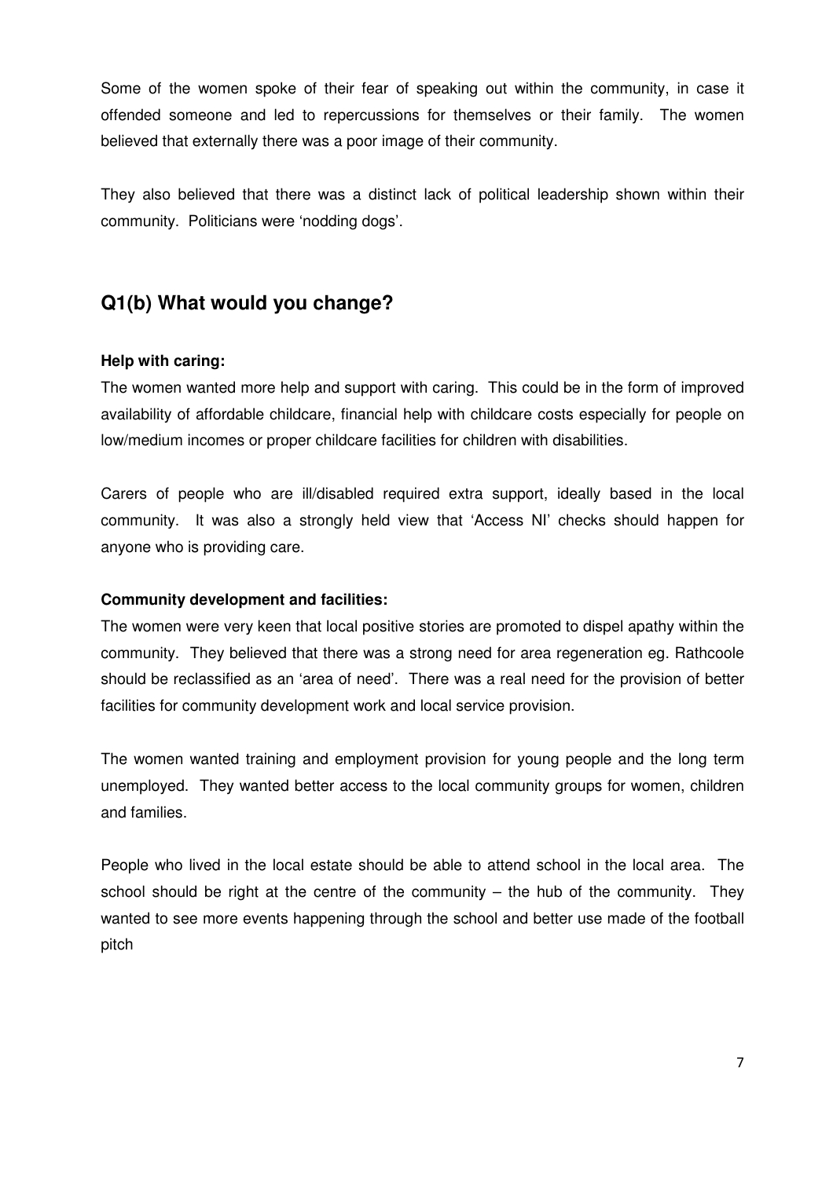Some of the women spoke of their fear of speaking out within the community, in case it offended someone and led to repercussions for themselves or their family. The women believed that externally there was a poor image of their community.

They also believed that there was a distinct lack of political leadership shown within their community. Politicians were 'nodding dogs'.

## Q1(b) What would you change?

**Help with caring:**

The women wanted more help and support with caring. This could be in the form of improved availability of affordable childcare, financial help with childcare costs especially for people on low/medium incomes or proper childcare facilities for children with disabilities.

Carers of people who are ill/disabled required extra support, ideally based in the local community. It was also a strongly held view that 'Access NI' checks should happen for anyone who is providing care.

**Community development and facilities:**

The women were very keen that local positive stories are promoted to dispel apathy within the community. They believed that there was a strong need for area regeneration eg. Rathcoole should be reclassified as an 'area of need'. There was a real need for the provision of better facilities for community development work and local service provision.

The women wanted training and employment provision for young people and the long term unemployed. They wanted better access to the local community groups for women, children and families.

People who lived in the local estate should be able to attend school in the local area. The school should be right at the centre of the community – the hub of the community. They wanted to see more events happening through the school and better use made of the football pitch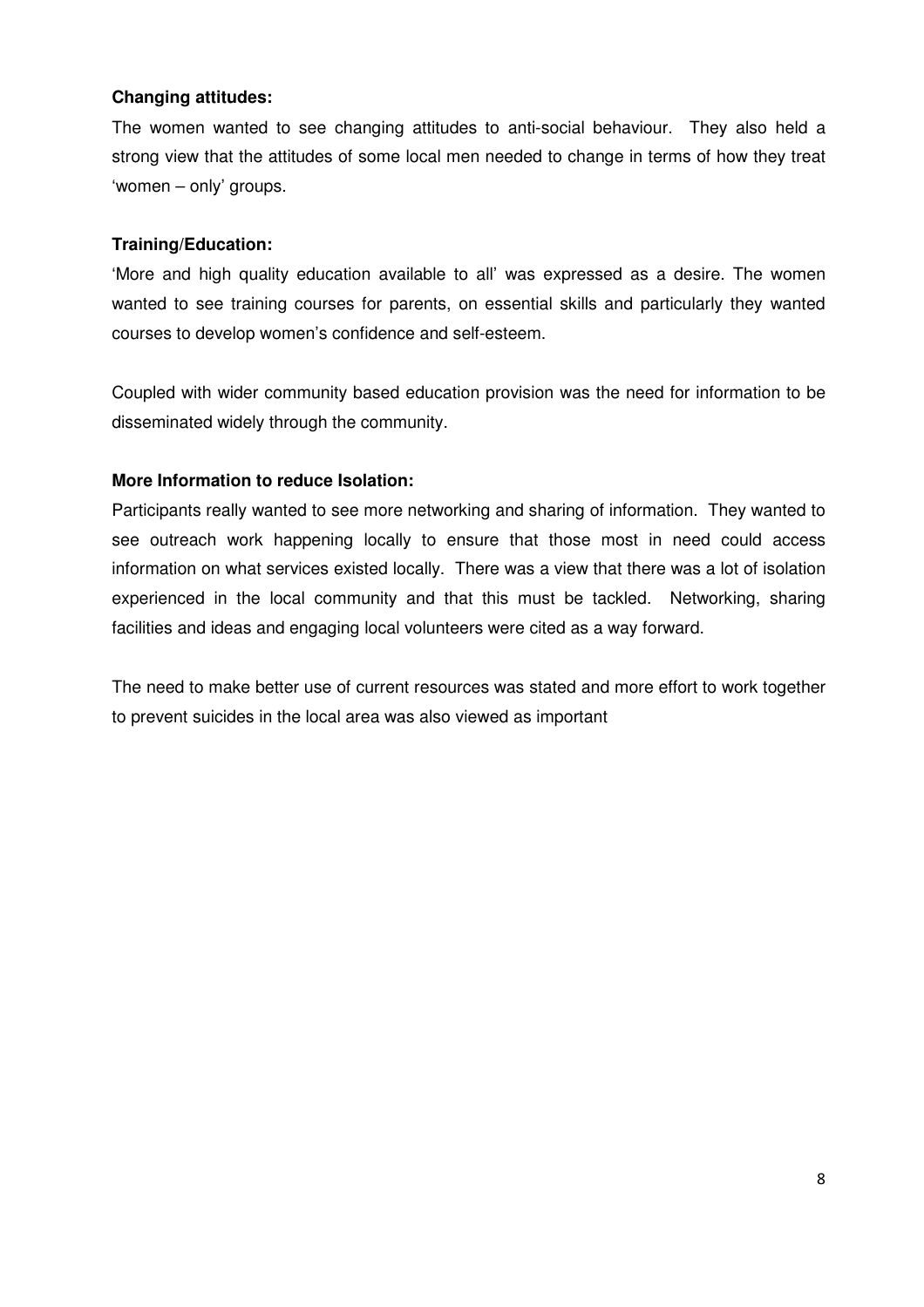**Changing attitudes:**

The women wanted to see changing attitudes to anti-social behaviour. They also held a strong view that the attitudes of some local men needed to change in terms of how they treat 'women – only' groups.

**Training/Education:**

'More and high quality education available to all' was expressed as a desire. The women wanted to see training courses for parents, on essential skills and particularly they wanted courses to develop women's confidence and self-esteem.

Coupled with wider community based education provision was the need for information to be disseminated widely through the community.

**More Information to reduce Isolation:**

Participants really wanted to see more networking and sharing of information. They wanted to see outreach work happening locally to ensure that those most in need could access information on what services existed locally. There was a view that there was a lot of isolation experienced in the local community and that this must be tackled. Networking, sharing facilities and ideas and engaging local volunteers were cited as a way forward.

The need to make better use of current resources was stated and more effort to work together to prevent suicides in the local area was also viewed as important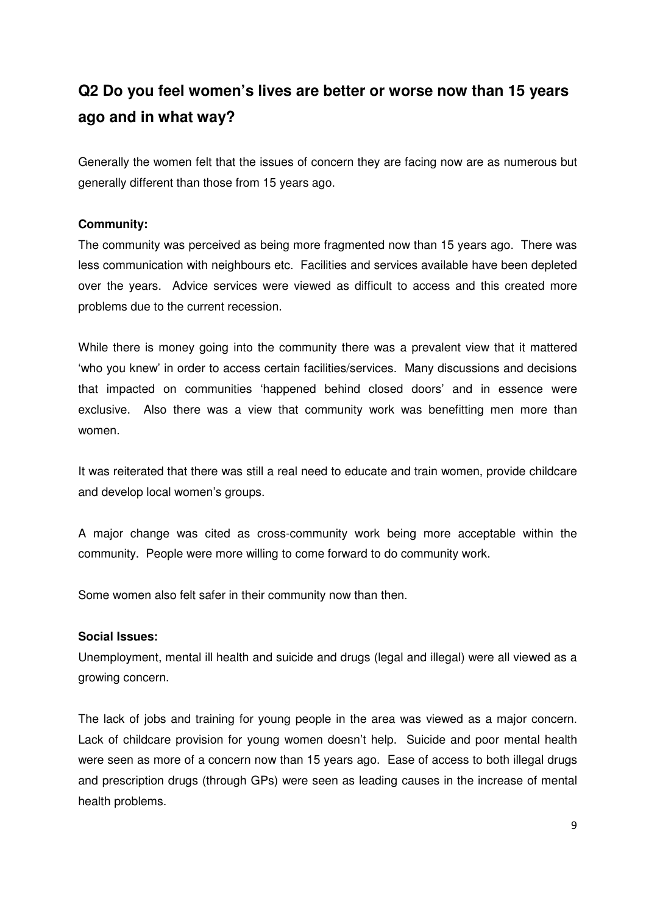## Q2 Do you feel women's lives are better or worse now than 15 years ago and in what way?

Generally the women felt that the issues of concern they are facing now are as numerous but generally different than those from 15 years ago.

**Community:**

The community was perceived as being more fragmented now than 15 years ago. There was less communication with neighbours etc. Facilities and services available have been depleted over the years. Advice services were viewed as difficult to access and this created more problems due to the current recession.

While there is money going into the community there was a prevalent view that it mattered 'who you knew' in order to access certain facilities/services. Many discussions and decisions that impacted on communities 'happened behind closed doors' and in essence were exclusive. Also there was a view that community work was benefitting men more than women.

It was reiterated that there was still a real need to educate and train women, provide childcare and develop local women's groups.

A major change was cited as cross-community work being more acceptable within the community. People were more willing to come forward to do community work.

Some women also felt safer in their community now than then.

**Social Issues:**

Unemployment, mental ill health and suicide and drugs (legal and illegal) were all viewed as a growing concern.

The lack of jobs and training for young people in the area was viewed as a major concern. Lack of childcare provision for young women doesn't help. Suicide and poor mental health were seen as more of a concern now than 15 years ago. Ease of access to both illegal drugs and prescription drugs (through GPs) were seen as leading causes in the increase of mental health problems.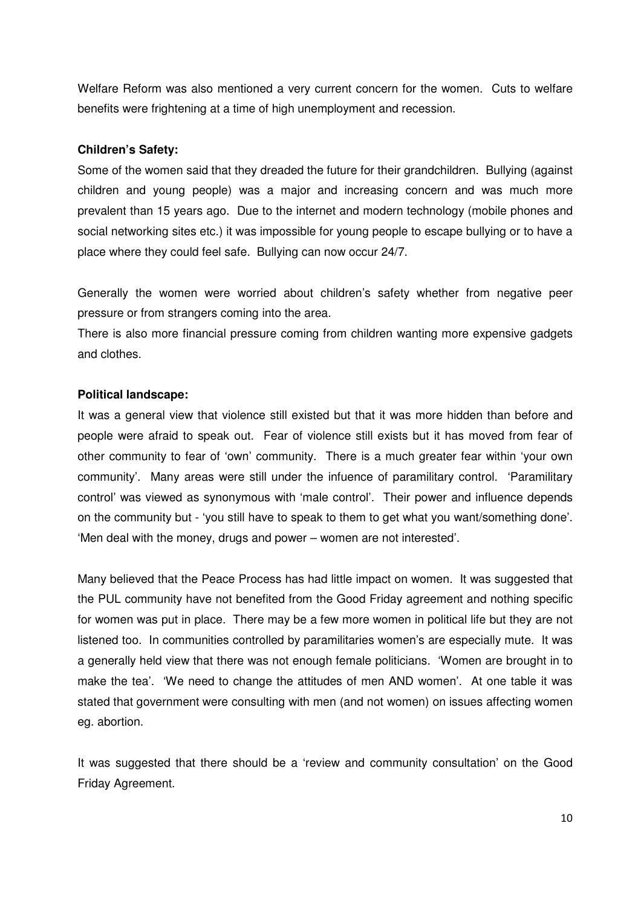Welfare Reform was also mentioned a very current concern for the women. Cuts to welfare benefits were frightening at a time of high unemployment and recession.

**Children's Safety:**

Some of the women said that they dreaded the future for their grandchildren. Bullying (against children and young people) was a major and increasing concern and was much more prevalent than 15 years ago. Due to the internet and modern technology (mobile phones and social networking sites etc.) it was impossible for young people to escape bullying or to have a place where they could feel safe. Bullying can now occur 24/7.

Generally the women were worried about children's safety whether from negative peer pressure or from strangers coming into the area.

There is also more financial pressure coming from children wanting more expensive gadgets and clothes.

**Political landscape:**

It was a general view that violence still existed but that it was more hidden than before and people were afraid to speak out. Fear of violence still exists but it has moved from fear of other community to fear of 'own' community. There is a much greater fear within 'your own community'. Many areas were still under the infuence of paramilitary control. 'Paramilitary control' was viewed as synonymous with 'male control'. Their power and influence depends on the community but - 'you still have to speak to them to get what you want/something done'. 'Men deal with the money, drugs and power – women are not interested'.

Many believed that the Peace Process has had little impact on women. It was suggested that the PUL community have not benefited from the Good Friday agreement and nothing specific for women was put in place. There may be a few more women in political life but they are not listened too. In communities controlled by paramilitaries women's are especially mute. It was a generally held view that there was not enough female politicians. 'Women are brought in to make the tea'. 'We need to change the attitudes of men AND women'. At one table it was stated that government were consulting with men (and not women) on issues affecting women eg. abortion.

It was suggested that there should be a 'review and community consultation' on the Good Friday Agreement.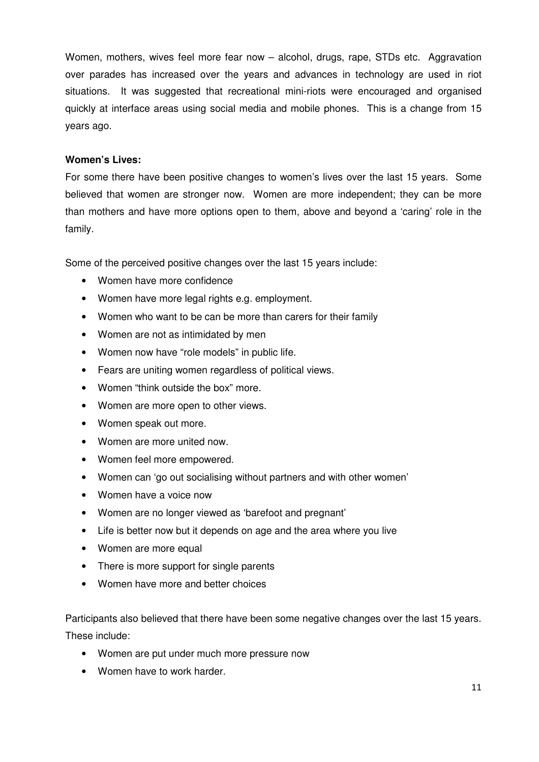Women, mothers, wives feel more fear now – alcohol, drugs, rape, STDs etc. Aggravation over parades has increased over the years and advances in technology are used in riot situations. It was suggested that recreational mini-riots were encouraged and organised quickly at interface areas using social media and mobile phones. This is a change from 15 years ago.

**Women's Lives:**

For some there have been positive changes to women's lives over the last 15 years. Some believed that women are stronger now. Women are more independent; they can be more than mothers and have more options open to them, above and beyond a 'caring' role in the family.

Some of the perceived positive changes over the last 15 years include:

- Women have more confidence
- Women have more legal rights e.g. employment.
- Women who want to be can be more than carers for their family
- Women are not as intimidated by men
- Women now have "role models" in public life.
- Fears are uniting women regardless of political views.
- Women "think outside the box" more.
- Women are more open to other views.
- Women speak out more.
- Women are more united now.
- Women feel more empowered.
- Women can 'go out socialising without partners and with other women'
- Women have a voice now
- Women are no longer viewed as 'barefoot and pregnant'
- Life is better now but it depends on age and the area where you live
- Women are more equal
- There is more support for single parents
- Women have more and better choices

Participants also believed that there have been some negative changes over the last 15 years. These include:

- Women are put under much more pressure now
- Women have to work harder.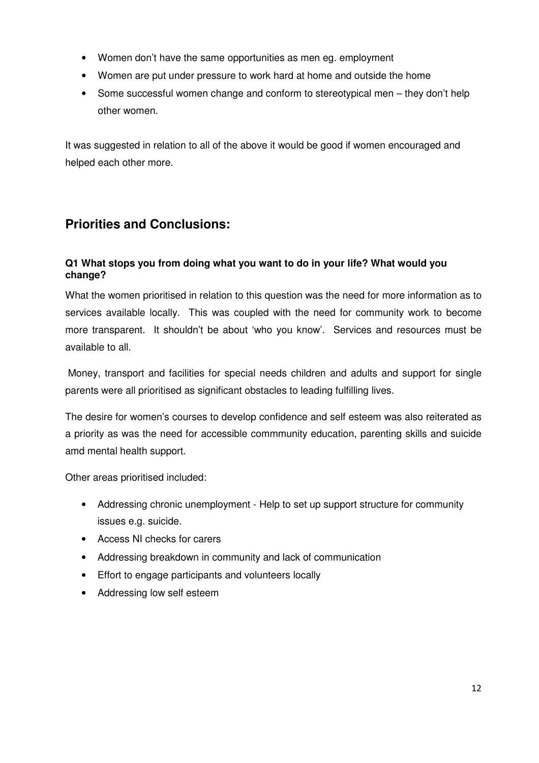- Women don't have the same opportunities as men eg. employment
- Women are put under pressure to work hard at home and outside the home
- Some successful women change and conform to stereotypical men – they don't help other women.

It was suggested in relation to all of the above it would be good if women encouraged and helped each other more.

## Priorities and Conclusions:

**Q1 What stops you from doing what you want to do in your life? What would you change?**

What the women prioritised in relation to this question was the need for more information as to services available locally. This was coupled with the need for community work to become more transparent. It shouldn't be about 'who you know'. Services and resources must be available to all.

Money, transport and facilities for special needs children and adults and support for single parents were all prioritised as significant obstacles to leading fulfilling lives.

The desire for women's courses to develop confidence and self esteem was also reiterated as a priority as was the need for accessible commmunity education, parenting skills and suicide amd mental health support.

Other areas prioritised included:

- Addressing chronic unemployment - Help to set up support structure for community issues e.g. suicide.
- Access NI checks for carers
- Addressing breakdown in community and lack of communication
- Effort to engage participants and volunteers locally
- Addressing low self esteem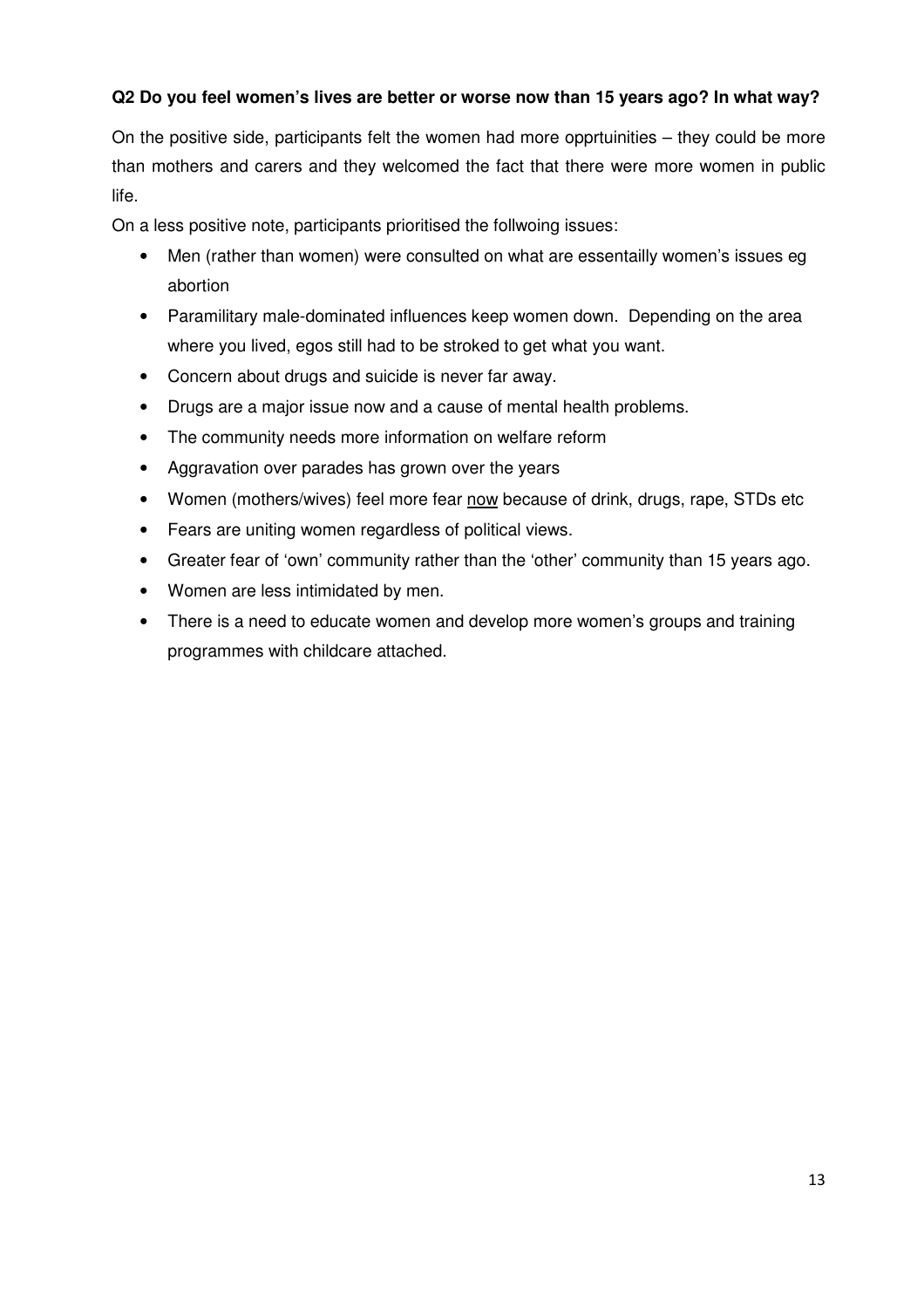**Q2 Do you feel women's lives are better or worse now than 15 years ago? In what way?**

On the positive side, participants felt the women had more opprtuinities – they could be more than mothers and carers and they welcomed the fact that there were more women in public life.

On a less positive note, participants prioritised the follwoing issues:

- Men (rather than women) were consulted on what are essentailly women's issues eg abortion
- Paramilitary male-dominated influences keep women down. Depending on the area where you lived, egos still had to be stroked to get what you want.
- Concern about drugs and suicide is never far away.
- Drugs are a major issue now and a cause of mental health problems.
- The community needs more information on welfare reform
- Aggravation over parades has grown over the years
- Women (mothers/wives) feel more fear <u>now</u> because of drink, drugs, rape, STDs etc
- Fears are uniting women regardless of political views.
- Greater fear of 'own' community rather than the 'other' community than 15 years ago.
- Women are less intimidated by men.
- There is a need to educate women and develop more women's groups and training programmes with childcare attached.